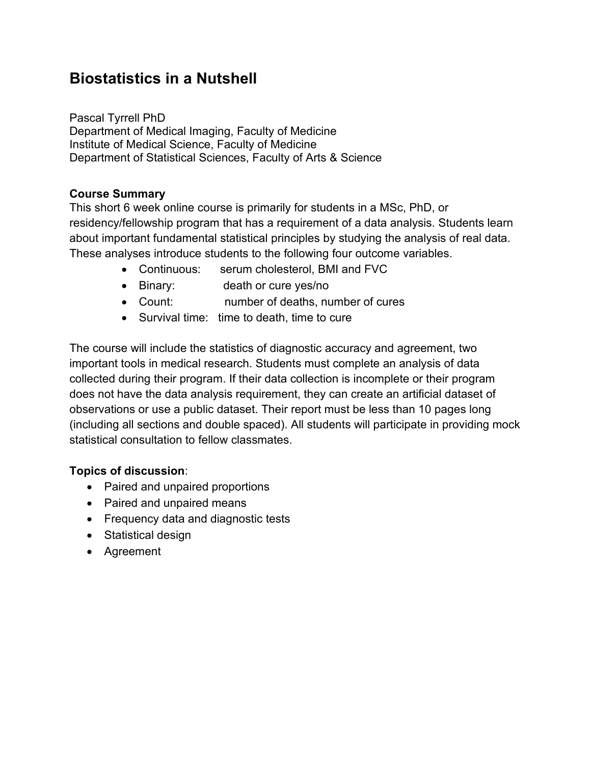# Biostatistics in a Nutshell

Pascal Tyrrell PhD
Department of Medical Imaging, Faculty of Medicine
Institute of Medical Science, Faculty of Medicine
Department of Statistical Sciences, Faculty of Arts & Science

**Course Summary**
This short 6 week online course is primarily for students in a MSc, PhD, or residency/fellowship program that has a requirement of a data analysis. Students learn about important fundamental statistical principles by studying the analysis of real data. These analyses introduce students to the following four outcome variables.

- Continuous: serum cholesterol, BMI and FVC
- Binary: death or cure yes/no
- Count: number of deaths, number of cures
- Survival time: time to death, time to cure

The course will include the statistics of diagnostic accuracy and agreement, two important tools in medical research. Students must complete an analysis of data collected during their program. If their data collection is incomplete or their program does not have the data analysis requirement, they can create an artificial dataset of observations or use a public dataset. Their report must be less than 10 pages long (including all sections and double spaced). All students will participate in providing mock statistical consultation to fellow classmates.

**Topics of discussion**:

- Paired and unpaired proportions
- Paired and unpaired means
- Frequency data and diagnostic tests
- Statistical design
- Agreement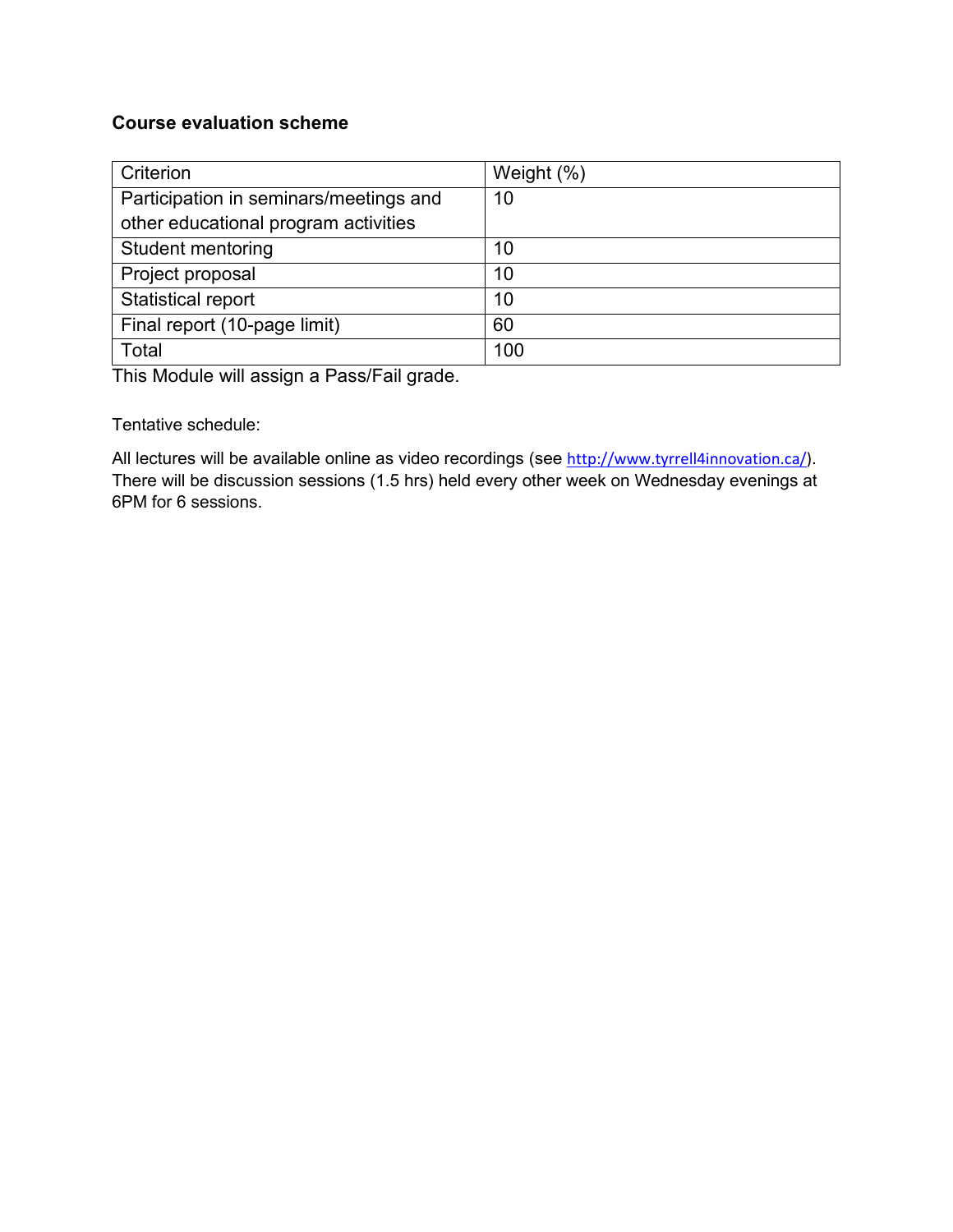**Course evaluation scheme**

| Criterion | Weight (%) |
| --- | --- |
| Participation in seminars/meetings and other educational program activities | 10 |
| Student mentoring | 10 |
| Project proposal | 10 |
| Statistical report | 10 |
| Final report (10-page limit) | 60 |
| Total | 100 |

This Module will assign a Pass/Fail grade.

Tentative schedule:

All lectures will be available online as video recordings (see http://www.tyrrell4innovation.ca/). There will be discussion sessions (1.5 hrs) held every other week on Wednesday evenings at 6PM for 6 sessions.